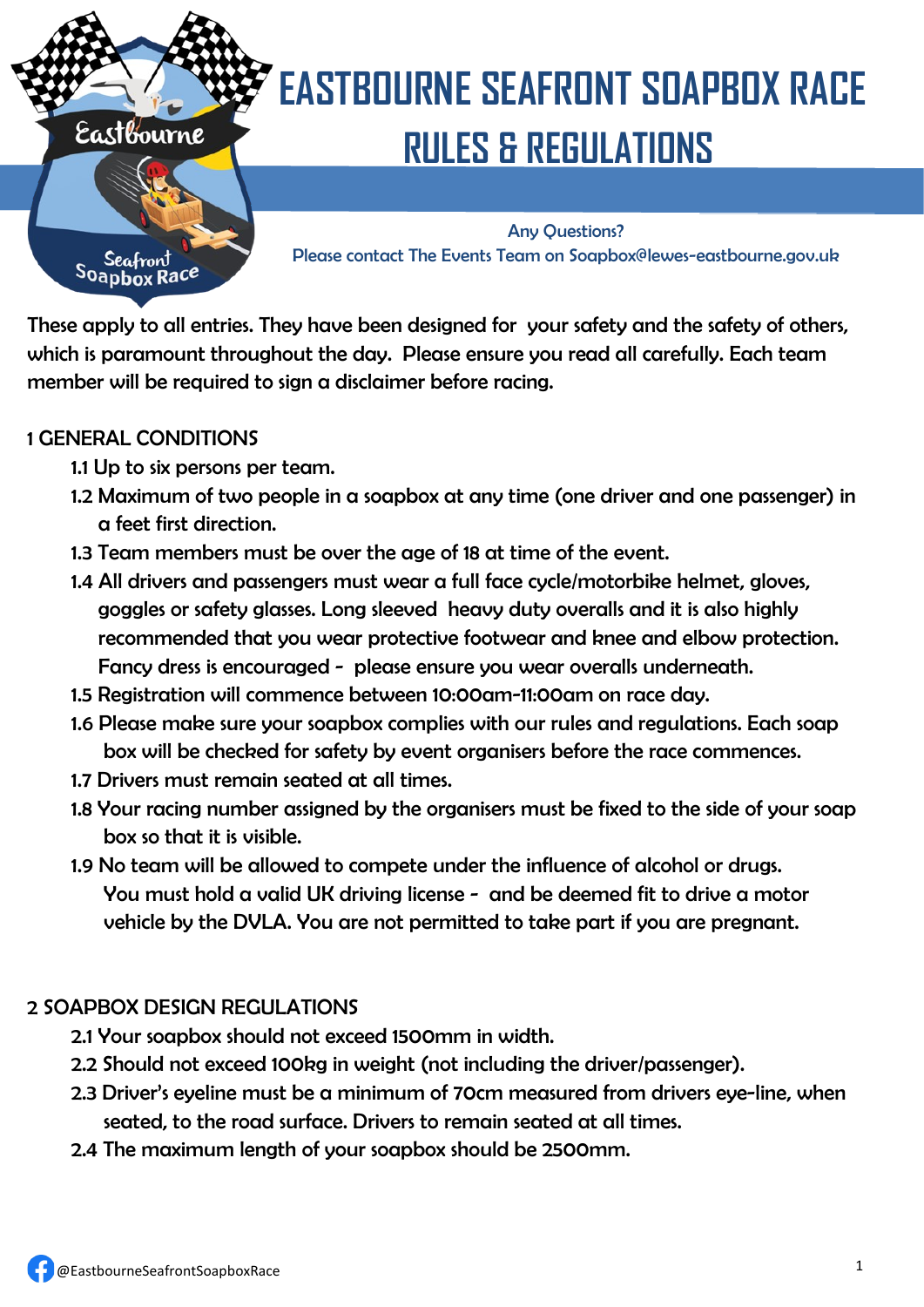# EASTBOURNE SEAFRONT SOAPBOX RACE

## RULES & REGULATIONS

Any Questions?
Please contact The Events Team on Soapbox@lewes-eastbourne.gov.uk

These apply to all entries. They have been designed for your safety and the safety of others, which is paramount throughout the day. Please ensure you read all carefully. Each team member will be required to sign a disclaimer before racing.

### 1 GENERAL CONDITIONS

1.1 Up to six persons per team.

1.2 Maximum of two people in a soapbox at any time (one driver and one passenger) in a feet first direction.

1.3 Team members must be over the age of 18 at time of the event.

1.4 All drivers and passengers must wear a full face cycle/motorbike helmet, gloves, goggles or safety glasses. Long sleeved heavy duty overalls and it is also highly recommended that you wear protective footwear and knee and elbow protection. Fancy dress is encouraged - please ensure you wear overalls underneath.

1.5 Registration will commence between 10:00am-11:00am on race day.

1.6 Please make sure your soapbox complies with our rules and regulations. Each soap box will be checked for safety by event organisers before the race commences.

1.7 Drivers must remain seated at all times.

1.8 Your racing number assigned by the organisers must be fixed to the side of your soap box so that it is visible.

1.9 No team will be allowed to compete under the influence of alcohol or drugs. You must hold a valid UK driving license - and be deemed fit to drive a motor vehicle by the DVLA. You are not permitted to take part if you are pregnant.

### 2 SOAPBOX DESIGN REGULATIONS

2.1 Your soapbox should not exceed 1500mm in width.

2.2 Should not exceed 100kg in weight (not including the driver/passenger).

2.3 Driver's eyeline must be a minimum of 70cm measured from drivers eye-line, when seated, to the road surface. Drivers to remain seated at all times.

2.4 The maximum length of your soapbox should be 2500mm.

@EastbourneSeafrontSoapboxRace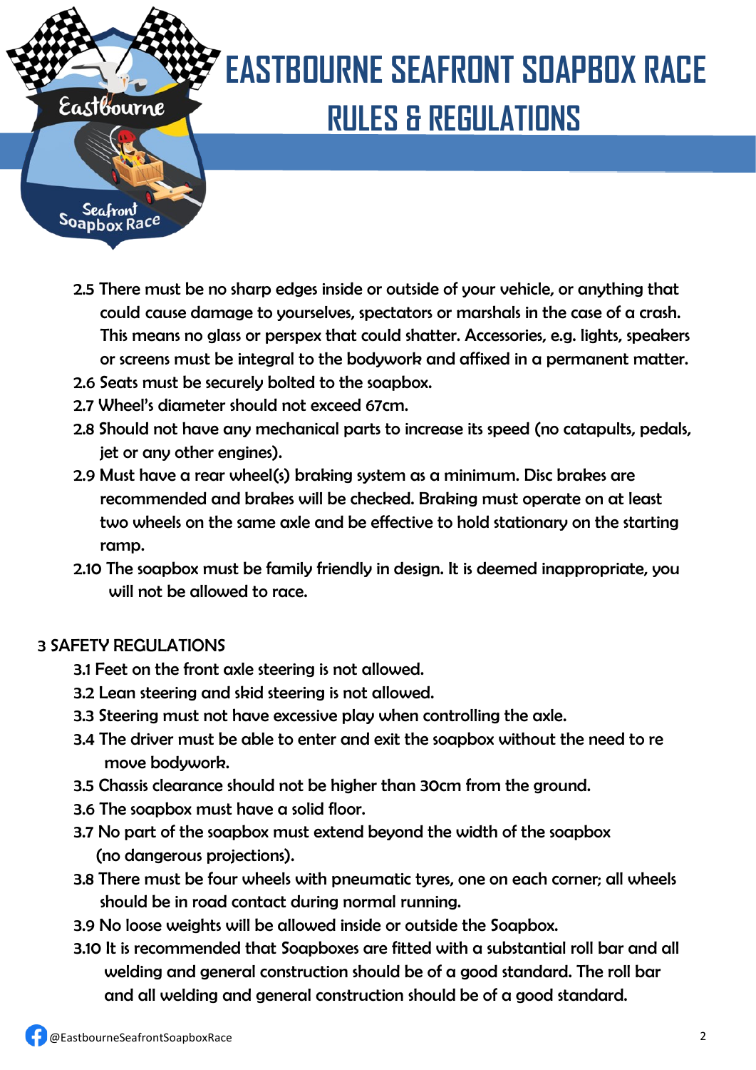# EASTBOURNE SEAFRONT SOAPBOX RACE

## RULES & REGULATIONS

2.5 There must be no sharp edges inside or outside of your vehicle, or anything that could cause damage to yourselves, spectators or marshals in the case of a crash. This means no glass or perspex that could shatter. Accessories, e.g. lights, speakers or screens must be integral to the bodywork and affixed in a permanent matter.

2.6 Seats must be securely bolted to the soapbox.

2.7 Wheel's diameter should not exceed 67cm.

2.8 Should not have any mechanical parts to increase its speed (no catapults, pedals, jet or any other engines).

2.9 Must have a rear wheel(s) braking system as a minimum. Disc brakes are recommended and brakes will be checked. Braking must operate on at least two wheels on the same axle and be effective to hold stationary on the starting ramp.

2.10 The soapbox must be family friendly in design. It is deemed inappropriate, you will not be allowed to race.

### 3 SAFETY REGULATIONS

3.1 Feet on the front axle steering is not allowed.

3.2 Lean steering and skid steering is not allowed.

3.3 Steering must not have excessive play when controlling the axle.

3.4 The driver must be able to enter and exit the soapbox without the need to re move bodywork.

3.5 Chassis clearance should not be higher than 30cm from the ground.

3.6 The soapbox must have a solid floor.

3.7 No part of the soapbox must extend beyond the width of the soapbox (no dangerous projections).

3.8 There must be four wheels with pneumatic tyres, one on each corner; all wheels should be in road contact during normal running.

3.9 No loose weights will be allowed inside or outside the Soapbox.

3.10 It is recommended that Soapboxes are fitted with a substantial roll bar and all welding and general construction should be of a good standard. The roll bar and all welding and general construction should be of a good standard.

@EastbourneSeafrontSoapboxRace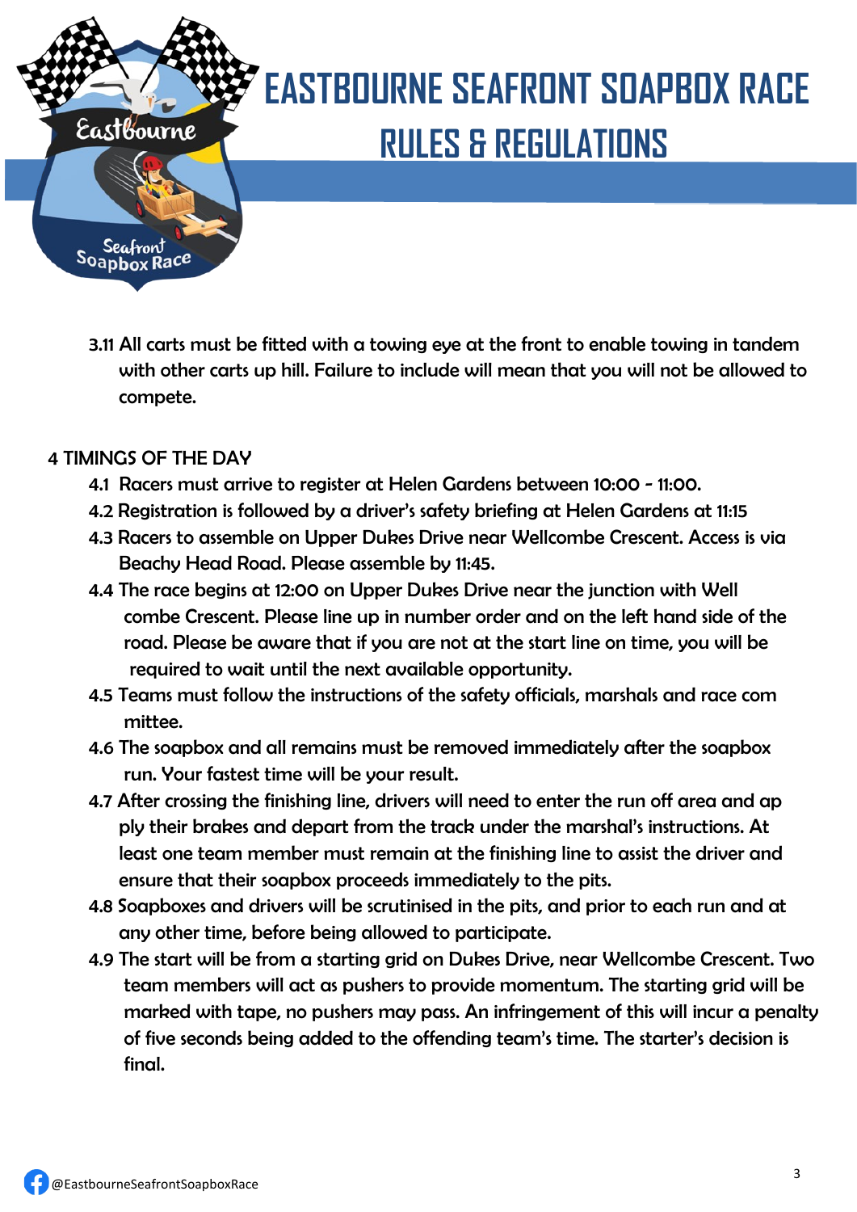# EASTBOURNE SEAFRONT SOAPBOX RACE

## RULES & REGULATIONS

3.11 All carts must be fitted with a towing eye at the front to enable towing in tandem with other carts up hill. Failure to include will mean that you will not be allowed to compete.

## 4 TIMINGS OF THE DAY

4.1 Racers must arrive to register at Helen Gardens between 10:00 - 11:00.

4.2 Registration is followed by a driver's safety briefing at Helen Gardens at 11:15

4.3 Racers to assemble on Upper Dukes Drive near Wellcombe Crescent. Access is via Beachy Head Road. Please assemble by 11:45.

4.4 The race begins at 12:00 on Upper Dukes Drive near the junction with Well combe Crescent. Please line up in number order and on the left hand side of the road. Please be aware that if you are not at the start line on time, you will be required to wait until the next available opportunity.

4.5 Teams must follow the instructions of the safety officials, marshals and race com mittee.

4.6 The soapbox and all remains must be removed immediately after the soapbox run. Your fastest time will be your result.

4.7 After crossing the finishing line, drivers will need to enter the run off area and ap ply their brakes and depart from the track under the marshal's instructions. At least one team member must remain at the finishing line to assist the driver and ensure that their soapbox proceeds immediately to the pits.

4.8 Soapboxes and drivers will be scrutinised in the pits, and prior to each run and at any other time, before being allowed to participate.

4.9 The start will be from a starting grid on Dukes Drive, near Wellcombe Crescent. Two team members will act as pushers to provide momentum. The starting grid will be marked with tape, no pushers may pass. An infringement of this will incur a penalty of five seconds being added to the offending team's time. The starter's decision is final.

@EastbourneSeafrontSoapboxRace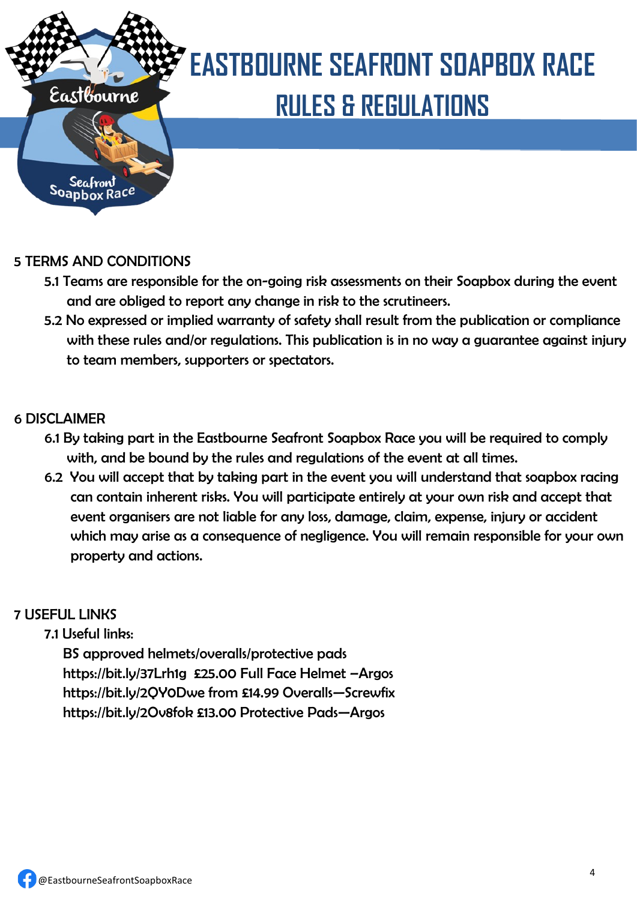# EASTBOURNE SEAFRONT SOAPBOX RACE

## RULES & REGULATIONS

### 5 TERMS AND CONDITIONS

5.1 Teams are responsible for the on-going risk assessments on their Soapbox during the event and are obliged to report any change in risk to the scrutineers.

5.2 No expressed or implied warranty of safety shall result from the publication or compliance with these rules and/or regulations. This publication is in no way a guarantee against injury to team members, supporters or spectators.

### 6 DISCLAIMER

6.1 By taking part in the Eastbourne Seafront Soapbox Race you will be required to comply with, and be bound by the rules and regulations of the event at all times.

6.2 You will accept that by taking part in the event you will understand that soapbox racing can contain inherent risks. You will participate entirely at your own risk and accept that event organisers are not liable for any loss, damage, claim, expense, injury or accident which may arise as a consequence of negligence. You will remain responsible for your own property and actions.

### 7 USEFUL LINKS

7.1 Useful links:

BS approved helmets/overalls/protective pads

https://bit.ly/37Lrh1g £25.00 Full Face Helmet –Argos

https://bit.ly/2QY0Dwe from £14.99 Overalls—Screwfix

https://bit.ly/2Ov8fok £13.00 Protective Pads—Argos

@EastbourneSeafrontSoapboxRace